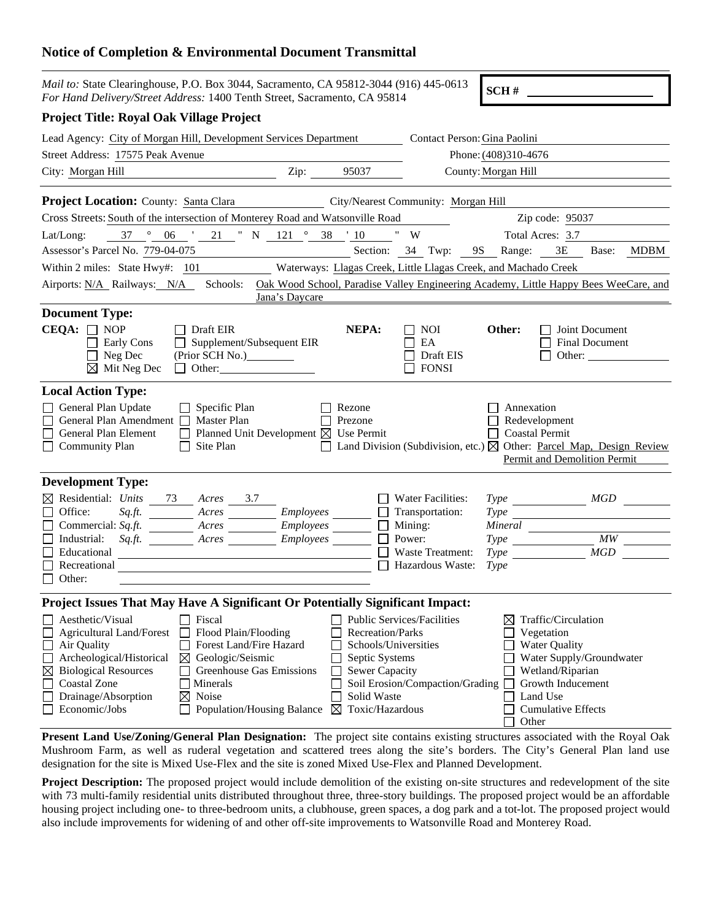## Notice of Completion & Environmental Document Transmittal

*Mail to:* State Clearinghouse, P.O. Box 3044, Sacramento, CA 95812-3044 (916) 445-0613
*For Hand Delivery/Street Address:* 1400 Tenth Street, Sacramento, CA 95814

**SCH #** ____________________

### Project Title: Royal Oak Village Project

Lead Agency: City of Morgan Hill, Development Services Department    Contact Person: Gina Paolini
Street Address: 17575 Peak Avenue    Phone: (408)310-4676
City: Morgan Hill    Zip: 95037    County: Morgan Hill

---

**Project Location:** County: Santa Clara    City/Nearest Community: Morgan Hill
Cross Streets: South of the intersection of Monterey Road and Watsonville Road    Zip code: 95037
Lat/Long: 37 ° 06 ' 21 " N 121 ° 38 ' 10 " W    Total Acres: 3.7
Assessor's Parcel No. 779-04-075    Section: 34 Twp: 9S Range: 3E Base: MDBM
Within 2 miles: State Hwy#: 101    Waterways: Llagas Creek, Little Llagas Creek, and Machado Creek
Airports: N/A Railways: N/A Schools: Oak Wood School, Paradise Valley Engineering Academy, Little Happy Bees WeeCare, and Jana's Daycare

---

### Document Type:

**CEQA:**
- ☐ NOP
- ☐ Early Cons
- ☐ Neg Dec
- ☒ Mit Neg Dec
- ☐ Draft EIR
- ☐ Supplement/Subsequent EIR (Prior SCH No.)________
- ☐ Other: ________

**NEPA:**
- ☐ NOI
- ☐ EA
- ☐ Draft EIS
- ☐ FONSI

**Other:**
- ☐ Joint Document
- ☐ Final Document
- ☐ Other: ________

---

### Local Action Type:

- ☐ General Plan Update
- ☐ General Plan Amendment
- ☐ General Plan Element
- ☐ Community Plan
- ☐ Specific Plan
- ☐ Master Plan
- ☐ Planned Unit Development
- ☐ Site Plan
- ☐ Rezone
- ☐ Prezone
- ☒ Use Permit
- ☐ Land Division (Subdivision, etc.)
- ☐ Annexation
- ☐ Redevelopment
- ☐ Coastal Permit
- ☒ Other: Parcel Map, Design Review Permit and Demolition Permit

---

### Development Type:

- ☒ Residential: *Units* 73 *Acres* 3.7
- ☐ Office: *Sq.ft.* ____ *Acres* ____ *Employees* ____
- ☐ Commercial: *Sq.ft.* ____ *Acres* ____ *Employees* ____
- ☐ Industrial: *Sq.ft.* ____ *Acres* ____ *Employees* ____
- ☐ Educational
- ☐ Recreational
- ☐ Other:
- ☐ Water Facilities: *Type* ____ *MGD* ____
- ☐ Transportation: *Type* ____
- ☐ Mining: *Mineral* ____
- ☐ Power: *Type* ____ *MW* ____
- ☐ Waste Treatment: *Type* ____ *MGD* ____
- ☐ Hazardous Waste: *Type* ____

---

### Project Issues That May Have A Significant Or Potentially Significant Impact:

- ☐ Aesthetic/Visual
- ☐ Agricultural Land/Forest
- ☐ Air Quality
- ☐ Archeological/Historical
- ☒ Biological Resources
- ☐ Coastal Zone
- ☐ Drainage/Absorption
- ☐ Economic/Jobs
- ☐ Fiscal
- ☐ Flood Plain/Flooding
- ☐ Forest Land/Fire Hazard
- ☒ Geologic/Seismic
- ☐ Greenhouse Gas Emissions
- ☐ Minerals
- ☒ Noise
- ☐ Population/Housing Balance
- ☐ Public Services/Facilities
- ☐ Recreation/Parks
- ☐ Schools/Universities
- ☐ Septic Systems
- ☐ Sewer Capacity
- ☐ Soil Erosion/Compaction/Grading
- ☐ Solid Waste
- ☒ Toxic/Hazardous
- ☒ Traffic/Circulation
- ☐ Vegetation
- ☐ Water Quality
- ☐ Water Supply/Groundwater
- ☐ Wetland/Riparian
- ☐ Growth Inducement
- ☐ Land Use
- ☐ Cumulative Effects
- ☐ Other

---

**Present Land Use/Zoning/General Plan Designation:** The project site contains existing structures associated with the Royal Oak Mushroom Farm, as well as ruderal vegetation and scattered trees along the site's borders. The City's General Plan land use designation for the site is Mixed Use-Flex and the site is zoned Mixed Use-Flex and Planned Development.

**Project Description:** The proposed project would include demolition of the existing on-site structures and redevelopment of the site with 73 multi-family residential units distributed throughout three, three-story buildings. The proposed project would be an affordable housing project including one- to three-bedroom units, a clubhouse, green spaces, a dog park and a tot-lot. The proposed project would also include improvements for widening of and other off-site improvements to Watsonville Road and Monterey Road.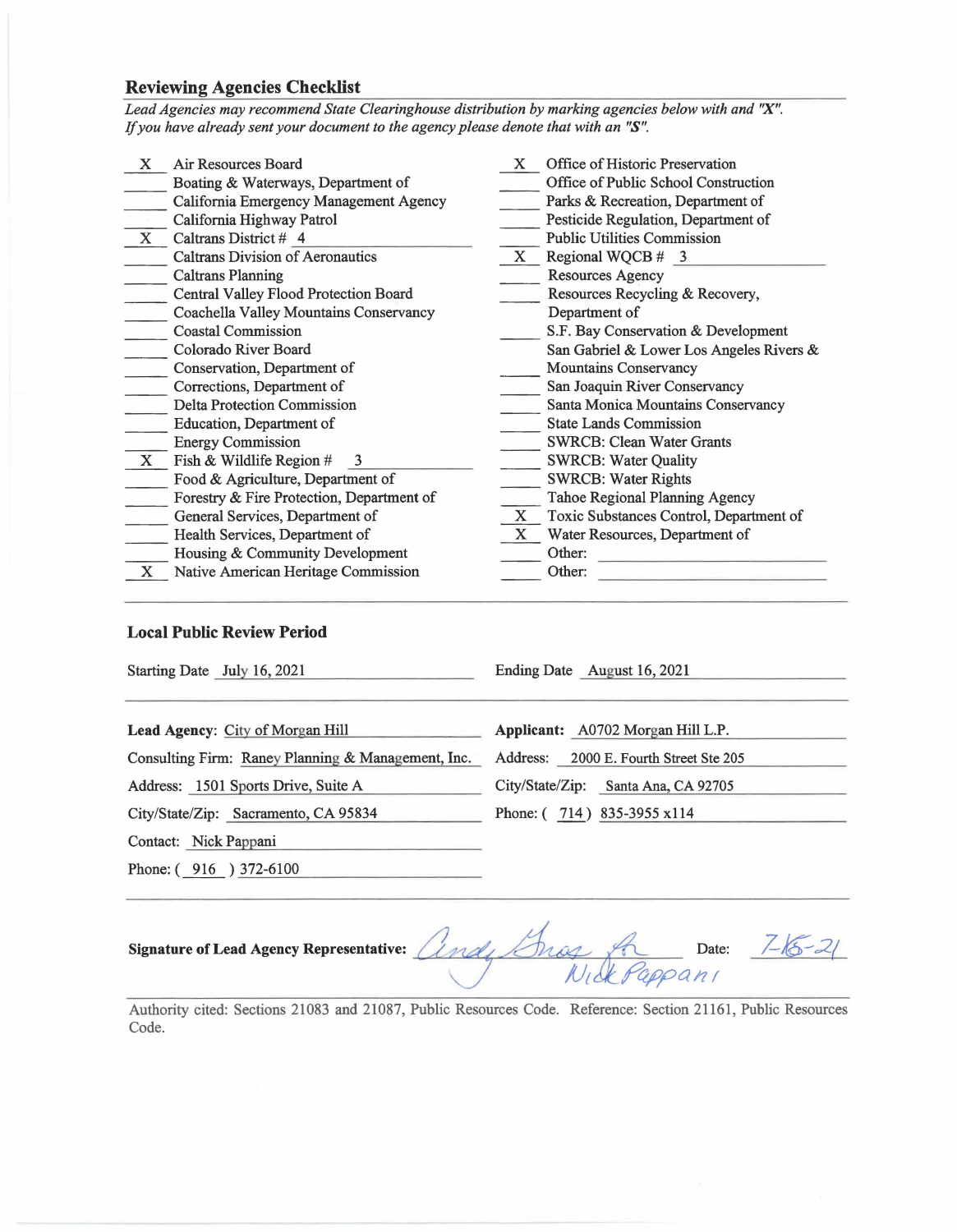## Reviewing Agencies Checklist

*Lead Agencies may recommend State Clearinghouse distribution by marking agencies below with and "X".*
*If you have already sent your document to the agency please denote that with an "S".*

| | | | |
|---|---|---|---|
| X | Air Resources Board | X | Office of Historic Preservation |
| | Boating & Waterways, Department of | | Office of Public School Construction |
| | California Emergency Management Agency | | Parks & Recreation, Department of |
| | California Highway Patrol | | Pesticide Regulation, Department of |
| X | Caltrans District # 4 | | Public Utilities Commission |
| | Caltrans Division of Aeronautics | X | Regional WQCB # 3 |
| | Caltrans Planning | | Resources Agency |
| | Central Valley Flood Protection Board | | Resources Recycling & Recovery, Department of |
| | Coachella Valley Mountains Conservancy | | S.F. Bay Conservation & Development |
| | Coastal Commission | | San Gabriel & Lower Los Angeles Rivers & Mountains Conservancy |
| | Colorado River Board | | San Joaquin River Conservancy |
| | Conservation, Department of | | Santa Monica Mountains Conservancy |
| | Corrections, Department of | | State Lands Commission |
| | Delta Protection Commission | | SWRCB: Clean Water Grants |
| | Education, Department of | | SWRCB: Water Quality |
| | Energy Commission | | SWRCB: Water Rights |
| X | Fish & Wildlife Region # 3 | | Tahoe Regional Planning Agency |
| | Food & Agriculture, Department of | X | Toxic Substances Control, Department of |
| | Forestry & Fire Protection, Department of | X | Water Resources, Department of |
| | General Services, Department of | | Other: |
| | Health Services, Department of | | Other: |
| | Housing & Community Development | | |
| X | Native American Heritage Commission | | |

### Local Public Review Period

Starting Date July 16, 2021

Ending Date August 16, 2021

**Lead Agency:** City of Morgan Hill

Consulting Firm: Raney Planning & Management, Inc.

Address: 1501 Sports Drive, Suite A

City/State/Zip: Sacramento, CA 95834

Contact: Nick Pappani

Phone: ( 916 ) 372-6100

**Applicant:** A0702 Morgan Hill L.P.

Address: 2000 E. Fourth Street Ste 205

City/State/Zip: Santa Ana, CA 92705

Phone: ( 714 ) 835-3955 x114

**Signature of Lead Agency Representative:** Andy Gross for Nick Pappani Date: 7-16-21

Authority cited: Sections 21083 and 21087, Public Resources Code. Reference: Section 21161, Public Resources Code.